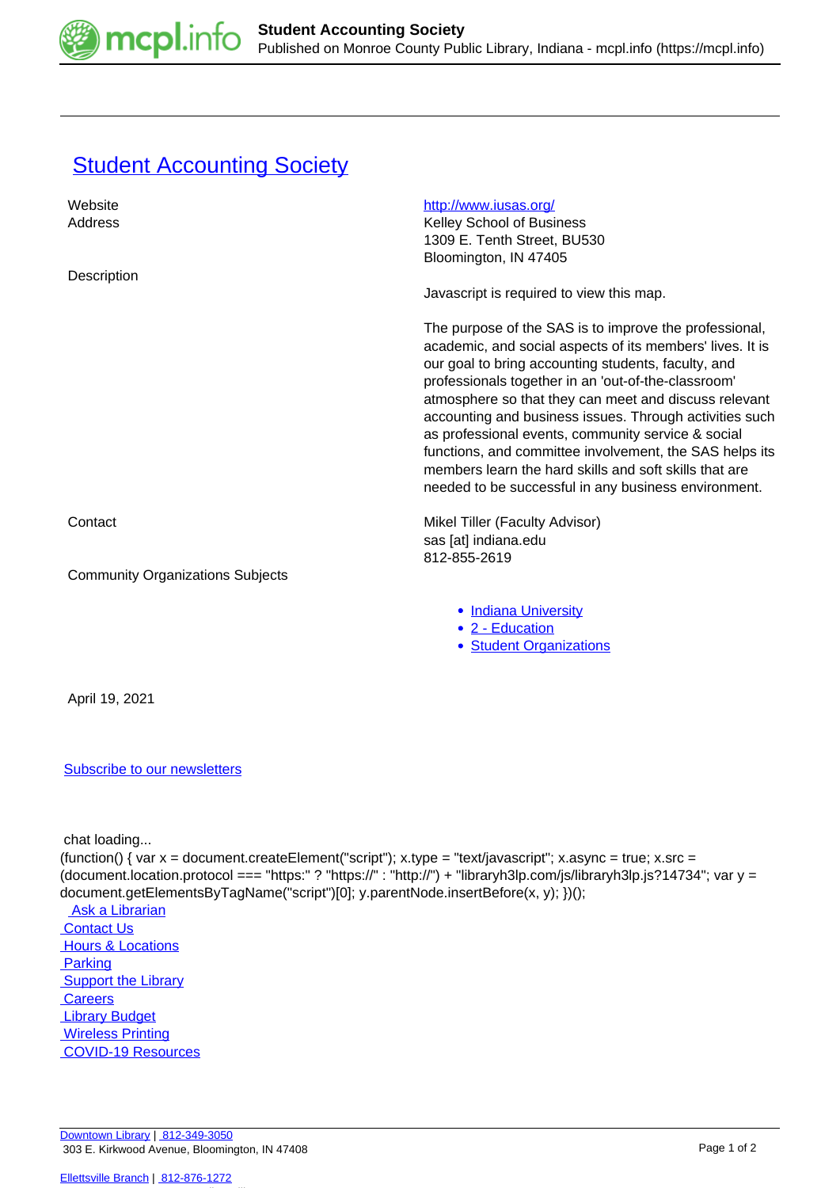# Student Accounting Society

| | |
|---|---|
| Website | http://www.iusas.org/ |
| Address | Kelley School of Business<br>1309 E. Tenth Street, BU530<br>Bloomington, IN 47405 |
| Description | Javascript is required to view this map.<br><br>The purpose of the SAS is to improve the professional, academic, and social aspects of its members' lives. It is our goal to bring accounting students, faculty, and professionals together in an 'out-of-the-classroom' atmosphere so that they can meet and discuss relevant accounting and business issues. Through activities such as professional events, community service & social functions, and committee involvement, the SAS helps its members learn the hard skills and soft skills that are needed to be successful in any business environment. |
| Contact | Mikel Tiller (Faculty Advisor)<br>sas [at] indiana.edu<br>812-855-2619 |
| Community Organizations Subjects | • Indiana University<br>• 2 - Education<br>• Student Organizations |

April 19, 2021

Subscribe to our newsletters

chat loading...

```
(function() { var x = document.createElement("script"); x.type = "text/javascript"; x.async = true; x.src = (document.location.protocol === "https:" ? "https://" : "http://") + "libraryh3lp.com/js/libraryh3lp.js?14734"; var y = document.getElementsByTagName("script")[0]; y.parentNode.insertBefore(x, y); })();
```

Ask a Librarian
Contact Us
Hours & Locations
Parking
Support the Library
Careers
Library Budget
Wireless Printing
COVID-19 Resources

Downtown Library | 812-349-3050
303 E. Kirkwood Avenue, Bloomington, IN 47408

Ellettsville Branch | 812-876-1272